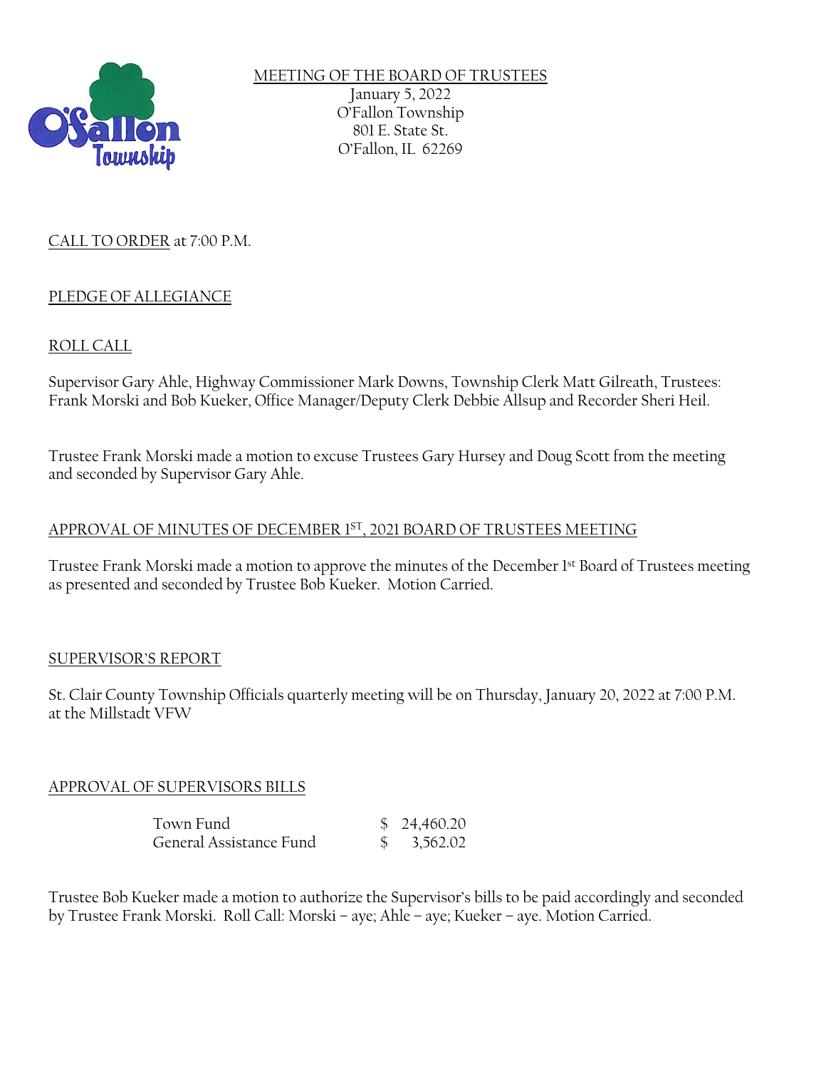MEETING OF THE BOARD OF TRUSTEES

January 5, 2022
O'Fallon Township
801 E. State St.
O'Fallon, IL 62269

CALL TO ORDER at 7:00 P.M.

PLEDGE OF ALLEGIANCE

ROLL CALL

Supervisor Gary Ahle, Highway Commissioner Mark Downs, Township Clerk Matt Gilreath, Trustees: Frank Morski and Bob Kueker, Office Manager/Deputy Clerk Debbie Allsup and Recorder Sheri Heil.

Trustee Frank Morski made a motion to excuse Trustees Gary Hursey and Doug Scott from the meeting and seconded by Supervisor Gary Ahle.

APPROVAL OF MINUTES OF DECEMBER 1ST, 2021 BOARD OF TRUSTEES MEETING

Trustee Frank Morski made a motion to approve the minutes of the December 1st Board of Trustees meeting as presented and seconded by Trustee Bob Kueker. Motion Carried.

SUPERVISOR'S REPORT

St. Clair County Township Officials quarterly meeting will be on Thursday, January 20, 2022 at 7:00 P.M. at the Millstadt VFW

APPROVAL OF SUPERVISORS BILLS

| | |
|---|---|
| Town Fund | $ 24,460.20 |
| General Assistance Fund | $ 3,562.02 |

Trustee Bob Kueker made a motion to authorize the Supervisor's bills to be paid accordingly and seconded by Trustee Frank Morski. Roll Call: Morski – aye; Ahle – aye; Kueker – aye. Motion Carried.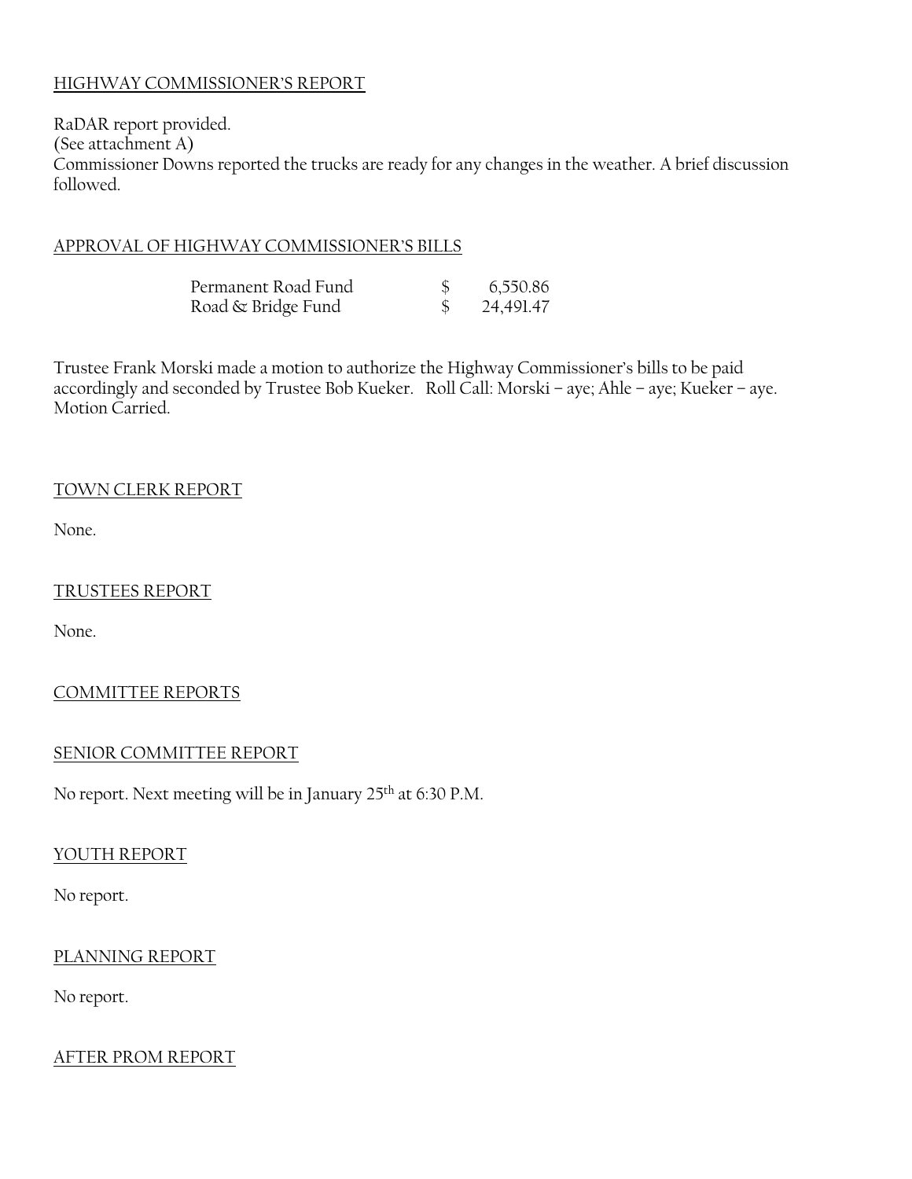HIGHWAY COMMISSIONER'S REPORT

RaDAR report provided.
(See attachment A)
Commissioner Downs reported the trucks are ready for any changes in the weather. A brief discussion followed.

APPROVAL OF HIGHWAY COMMISSIONER'S BILLS

| | | |
|---|---|---|
| Permanent Road Fund | $ | 6,550.86 |
| Road & Bridge Fund | $ | 24,491.47 |

Trustee Frank Morski made a motion to authorize the Highway Commissioner's bills to be paid accordingly and seconded by Trustee Bob Kueker. Roll Call: Morski – aye; Ahle – aye; Kueker – aye. Motion Carried.

TOWN CLERK REPORT

None.

TRUSTEES REPORT

None.

COMMITTEE REPORTS

SENIOR COMMITTEE REPORT

No report. Next meeting will be in January 25th at 6:30 P.M.

YOUTH REPORT

No report.

PLANNING REPORT

No report.

AFTER PROM REPORT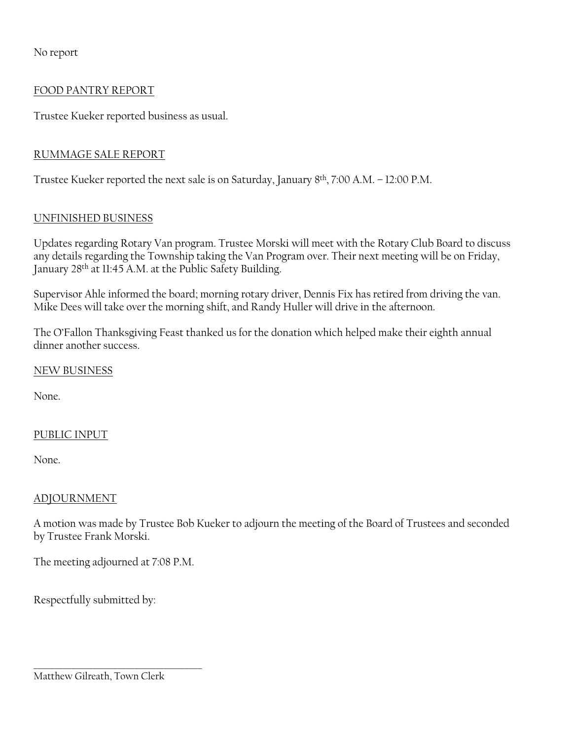No report

## FOOD PANTRY REPORT

Trustee Kueker reported business as usual.

## RUMMAGE SALE REPORT

Trustee Kueker reported the next sale is on Saturday, January 8th, 7:00 A.M. – 12:00 P.M.

## UNFINISHED BUSINESS

Updates regarding Rotary Van program. Trustee Morski will meet with the Rotary Club Board to discuss any details regarding the Township taking the Van Program over. Their next meeting will be on Friday, January 28th at 11:45 A.M. at the Public Safety Building.

Supervisor Ahle informed the board; morning rotary driver, Dennis Fix has retired from driving the van. Mike Dees will take over the morning shift, and Randy Huller will drive in the afternoon.

The O'Fallon Thanksgiving Feast thanked us for the donation which helped make their eighth annual dinner another success.

## NEW BUSINESS

None.

## PUBLIC INPUT

None.

## ADJOURNMENT

A motion was made by Trustee Bob Kueker to adjourn the meeting of the Board of Trustees and seconded by Trustee Frank Morski.

The meeting adjourned at 7:08 P.M.

Respectfully submitted by:

\_\_\_\_\_\_\_\_\_\_\_\_\_\_\_\_\_\_\_\_\_\_\_\_\_\_\_\_\_\_\_\_\_\_\_\_

Matthew Gilreath, Town Clerk